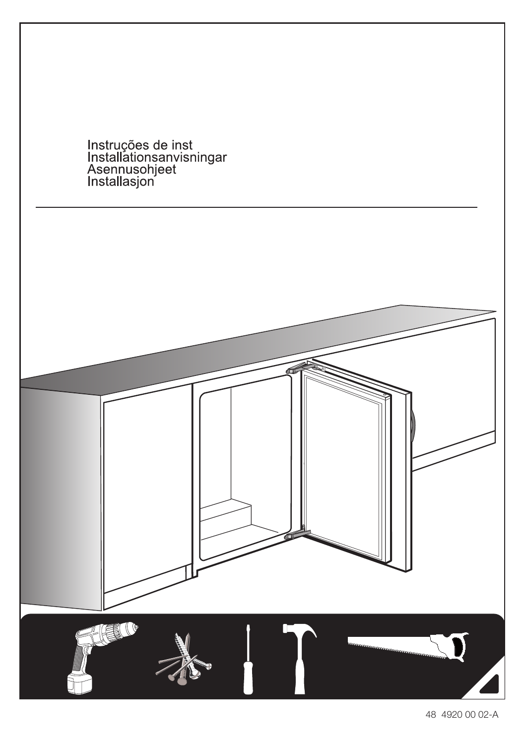Instruções de inst
Installationsanvisningar
Asennusohjeet
Installasjon

48 4920 00 02-A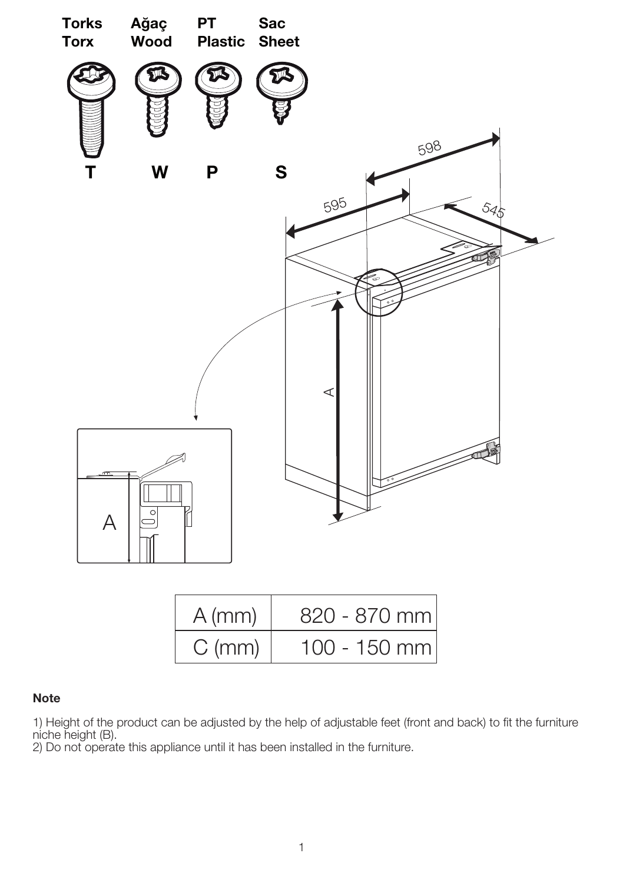| Torks | Ağaç | PT | Sac |
|---|---|---|---|
| Torx | Wood | Plastic | Sheet |
| T | W | P | S |

| A (mm) | 820 - 870 mm |
|---|---|
| C (mm) | 100 - 150 mm |

**Note**

1) Height of the product can be adjusted by the help of adjustable feet (front and back) to fit the furniture niche height (B).
2) Do not operate this appliance until it has been installed in the furniture.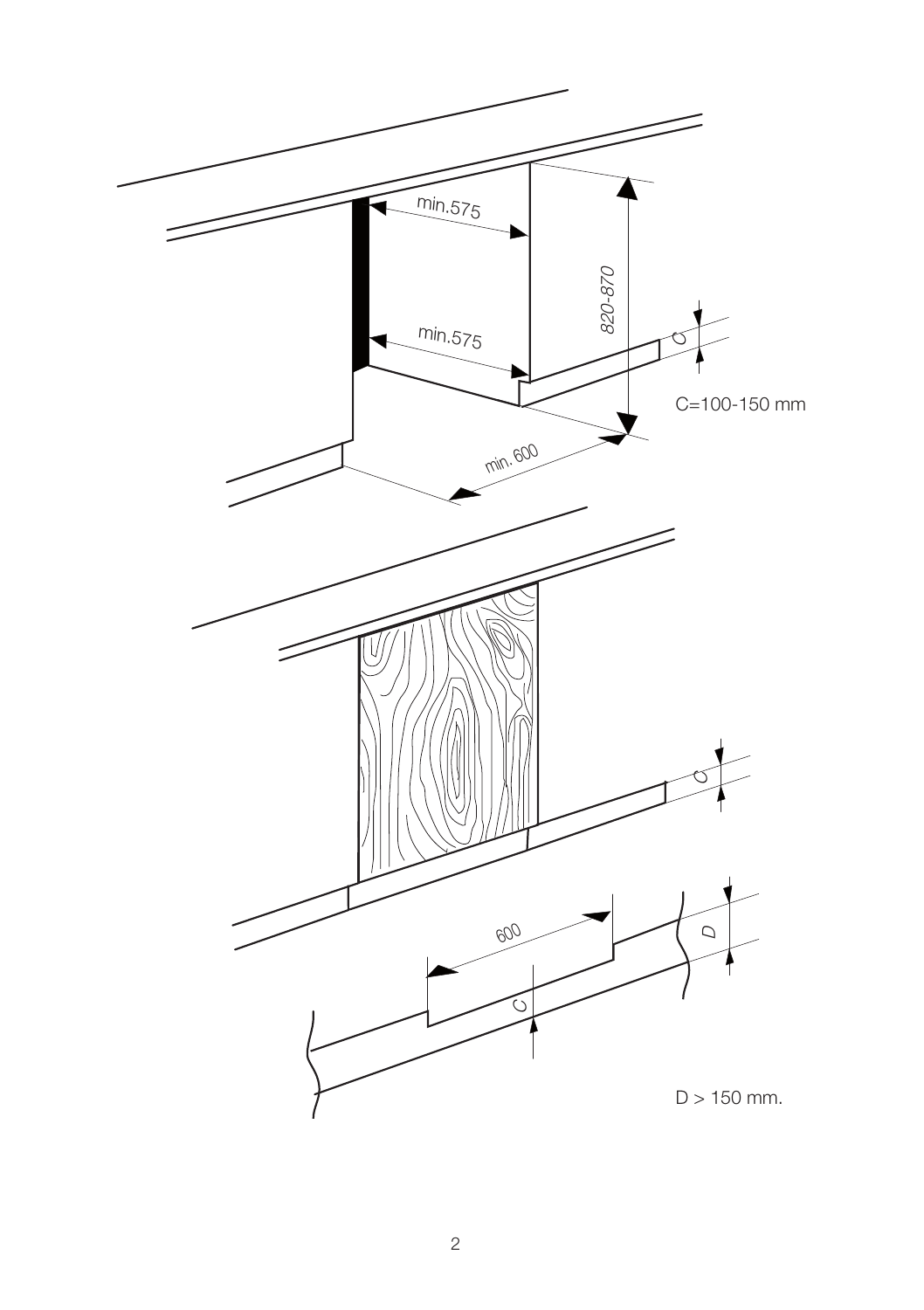min.575

min.575

820-870

C

C=100-150 mm

min. 600

C

600

D

C

D > 150 mm.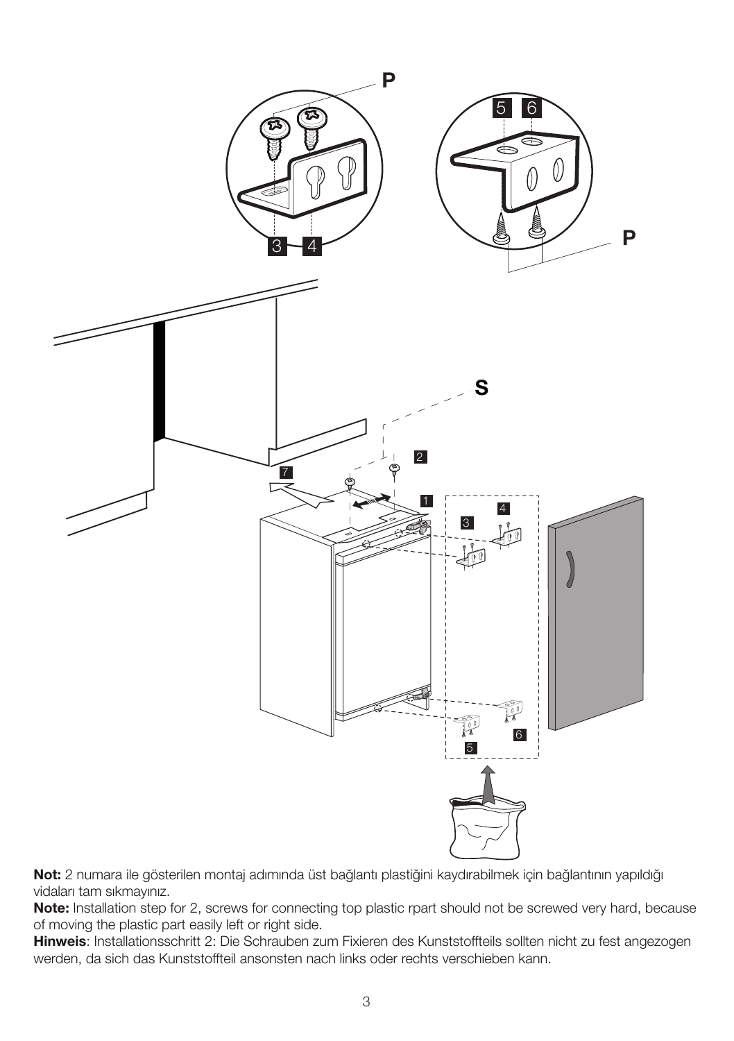**Not:** 2 numara ile gösterilen montaj adımında üst bağlantı plastiğini kaydırabilmek için bağlantının yapıldığı vidaları tam sıkmayınız.

**Note:** Installation step for 2, screws for connecting top plastic rpart should not be screwed very hard, because of moving the plastic part easily left or right side.

**Hinweis**: Installationsschritt 2: Die Schrauben zum Fixieren des Kunststoffteils sollten nicht zu fest angezogen werden, da sich das Kunststoffteil ansonsten nach links oder rechts verschieben kann.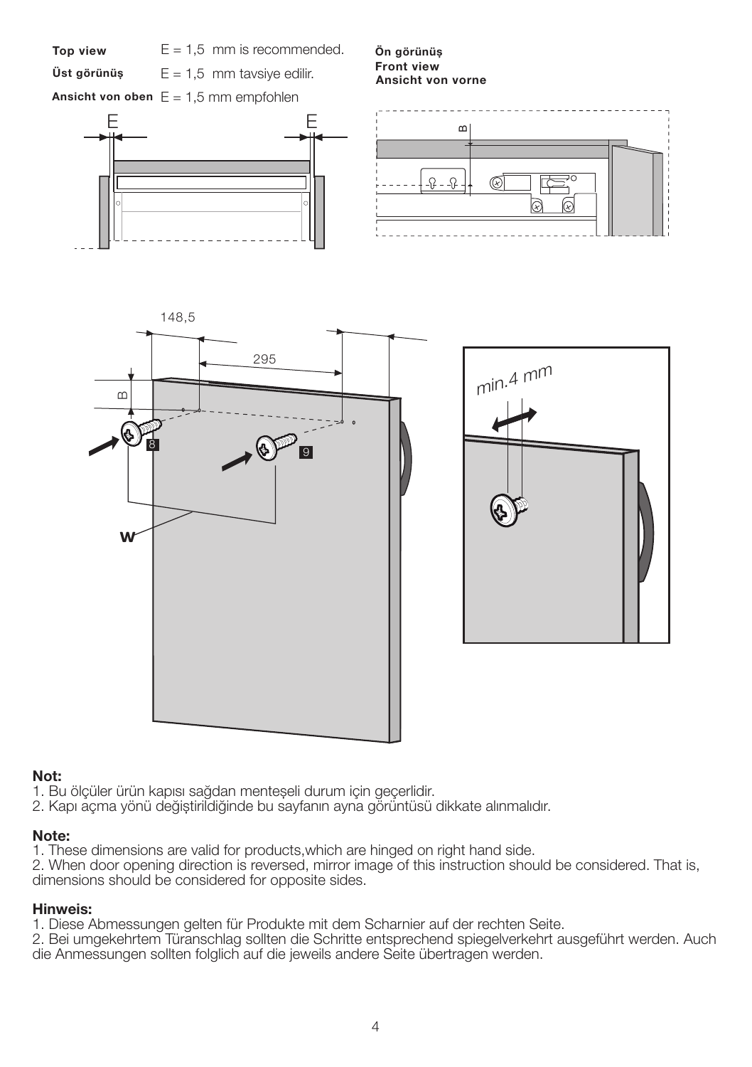**Top view** E = 1,5 mm is recommended.

**Üst görünüş** E = 1,5 mm tavsiye edilir.

**Ansicht von oben** E = 1,5 mm empfohlen

**Ön görünüş**
**Front view**
**Ansicht von vorne**

**Not:**
1. Bu ölçüler ürün kapısı sağdan menteşeli durum için geçerlidir.
2. Kapı açma yönü değiştirildiğinde bu sayfanın ayna görüntüsü dikkate alınmalıdır.

**Note:**
1. These dimensions are valid for products,which are hinged on right hand side.
2. When door opening direction is reversed, mirror image of this instruction should be considered. That is, dimensions should be considered for opposite sides.

**Hinweis:**
1. Diese Abmessungen gelten für Produkte mit dem Scharnier auf der rechten Seite.
2. Bei umgekehrtem Türanschlag sollten die Schritte entsprechend spiegelverkehrt ausgeführt werden. Auch die Anmessungen sollten folglich auf die jeweils andere Seite übertragen werden.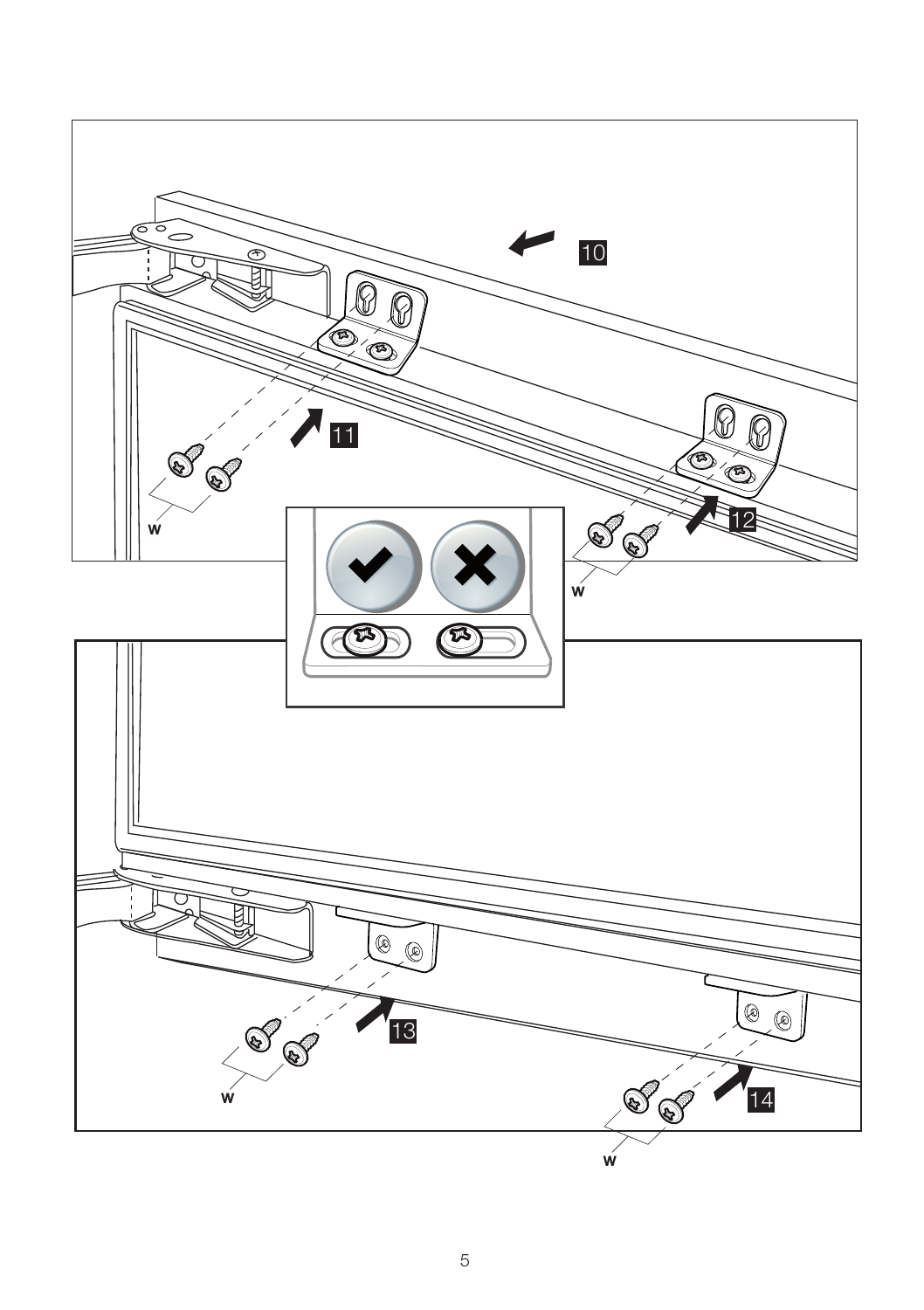10

11

12

w

w

13

14

w

w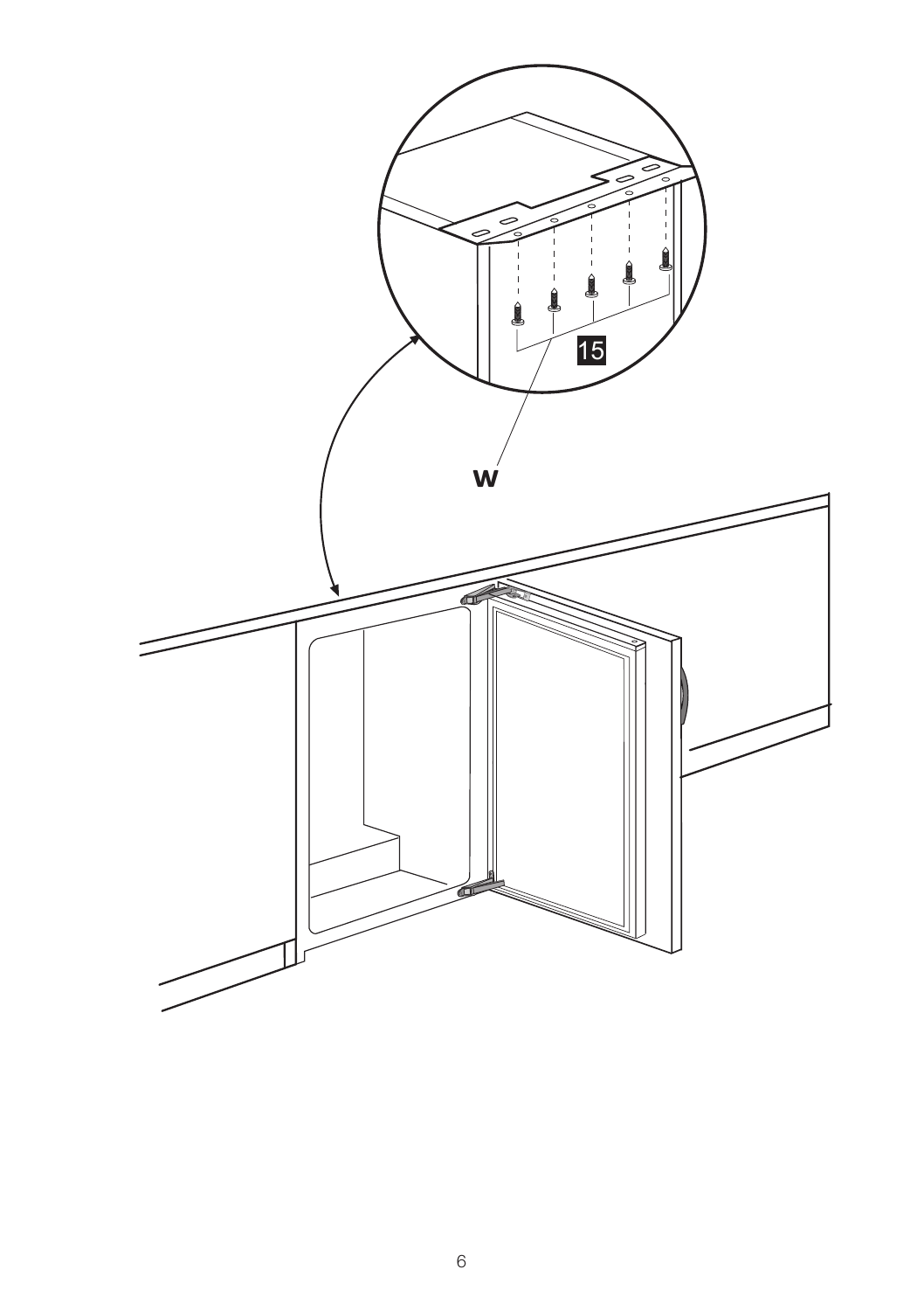15

W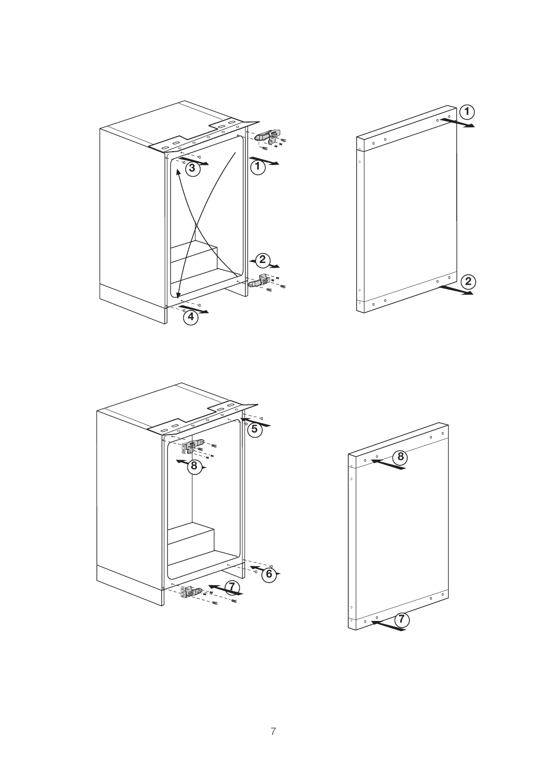1
3
1
2
2
4
5
8
8
6
7
7